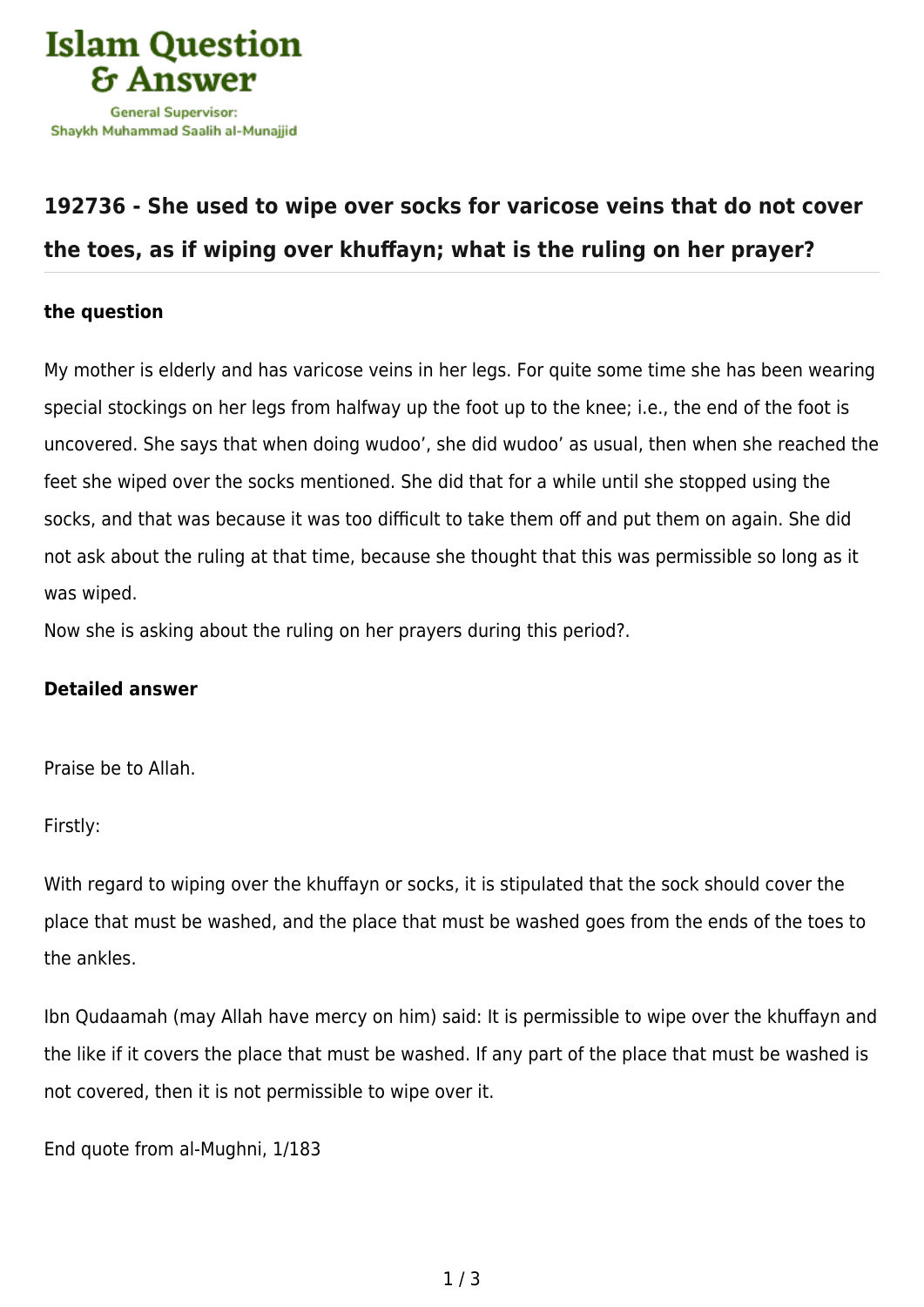Islam Question & Answer

General Supervisor: Shaykh Muhammad Saalih al-Munajjid

## 192736 - She used to wipe over socks for varicose veins that do not cover the toes, as if wiping over khuffayn; what is the ruling on her prayer?

### the question

My mother is elderly and has varicose veins in her legs. For quite some time she has been wearing special stockings on her legs from halfway up the foot up to the knee; i.e., the end of the foot is uncovered. She says that when doing wudoo', she did wudoo' as usual, then when she reached the feet she wiped over the socks mentioned. She did that for a while until she stopped using the socks, and that was because it was too difficult to take them off and put them on again. She did not ask about the ruling at that time, because she thought that this was permissible so long as it was wiped.
Now she is asking about the ruling on her prayers during this period?.

### Detailed answer

Praise be to Allah.

Firstly:

With regard to wiping over the khuffayn or socks, it is stipulated that the sock should cover the place that must be washed, and the place that must be washed goes from the ends of the toes to the ankles.

Ibn Qudaamah (may Allah have mercy on him) said: It is permissible to wipe over the khuffayn and the like if it covers the place that must be washed. If any part of the place that must be washed is not covered, then it is not permissible to wipe over it.

End quote from al-Mughni, 1/183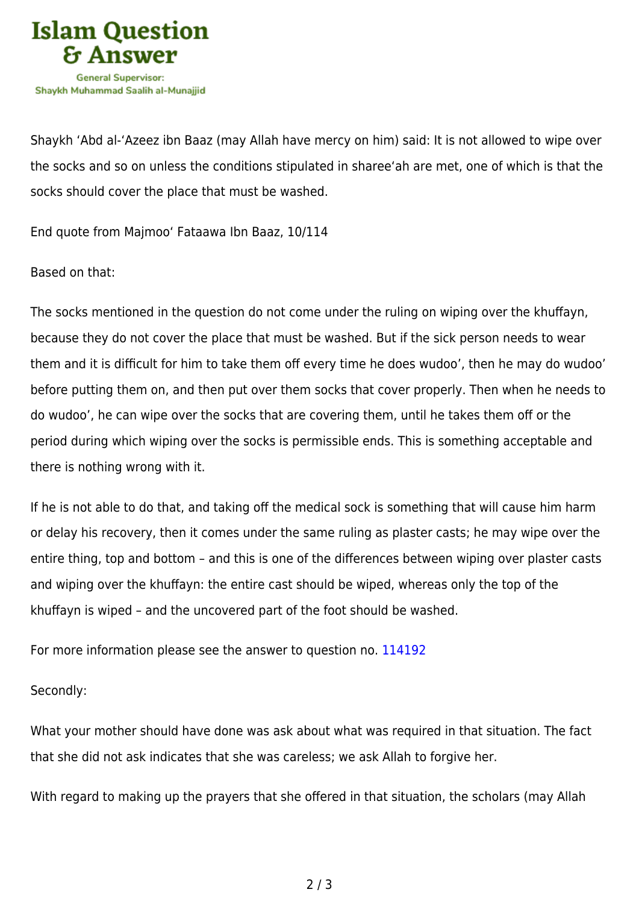Shaykh ‘Abd al-‘Azeez ibn Baaz (may Allah have mercy on him) said: It is not allowed to wipe over the socks and so on unless the conditions stipulated in sharee‘ah are met, one of which is that the socks should cover the place that must be washed.

End quote from Majmoo‘ Fataawa Ibn Baaz, 10/114

Based on that:

The socks mentioned in the question do not come under the ruling on wiping over the khuffayn, because they do not cover the place that must be washed. But if the sick person needs to wear them and it is difficult for him to take them off every time he does wudoo’, then he may do wudoo’ before putting them on, and then put over them socks that cover properly. Then when he needs to do wudoo’, he can wipe over the socks that are covering them, until he takes them off or the period during which wiping over the socks is permissible ends. This is something acceptable and there is nothing wrong with it.

If he is not able to do that, and taking off the medical sock is something that will cause him harm or delay his recovery, then it comes under the same ruling as plaster casts; he may wipe over the entire thing, top and bottom – and this is one of the differences between wiping over plaster casts and wiping over the khuffayn: the entire cast should be wiped, whereas only the top of the khuffayn is wiped – and the uncovered part of the foot should be washed.

For more information please see the answer to question no. 114192

Secondly:

What your mother should have done was ask about what was required in that situation. The fact that she did not ask indicates that she was careless; we ask Allah to forgive her.

With regard to making up the prayers that she offered in that situation, the scholars (may Allah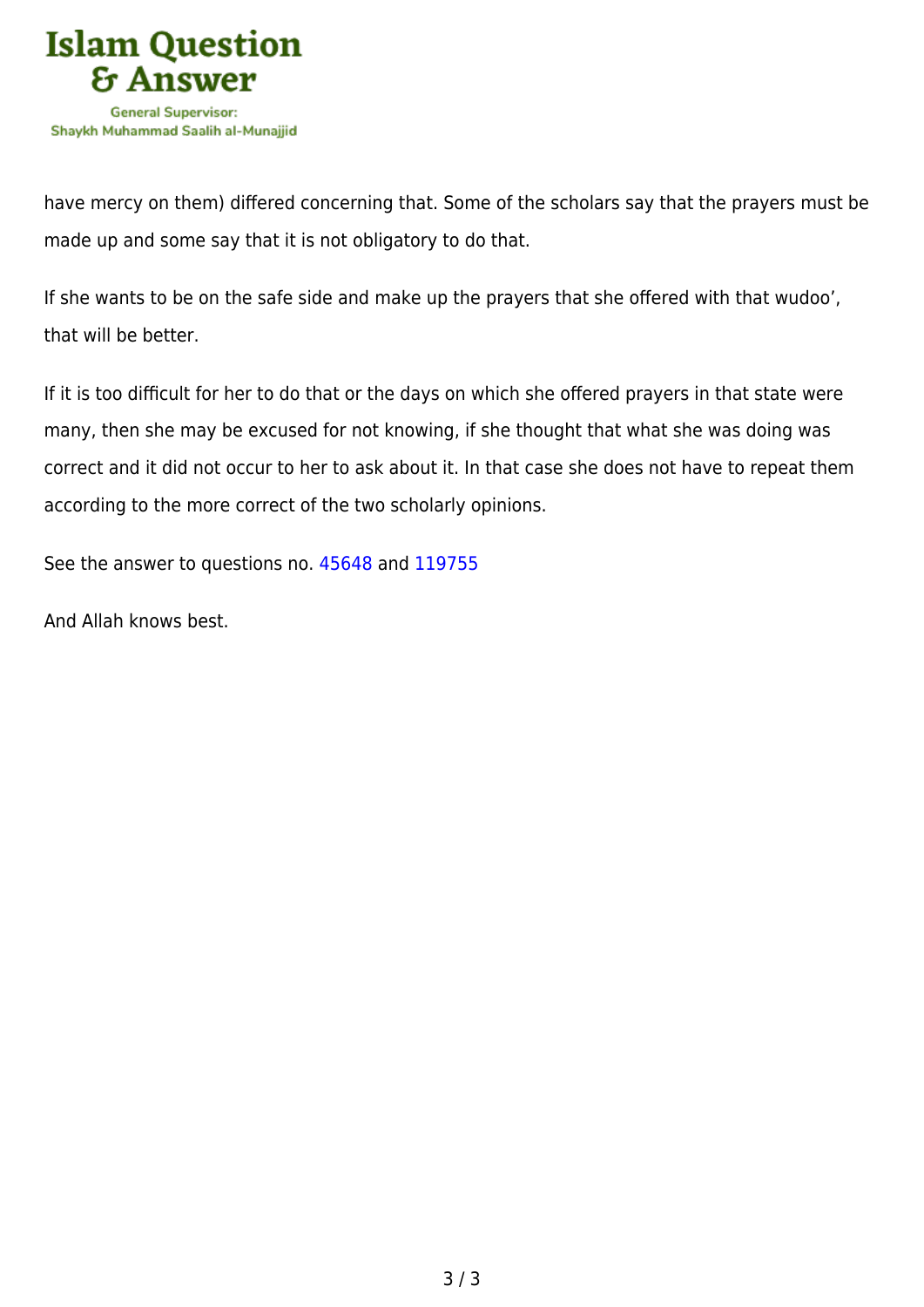have mercy on them) differed concerning that. Some of the scholars say that the prayers must be made up and some say that it is not obligatory to do that.

If she wants to be on the safe side and make up the prayers that she offered with that wudoo', that will be better.

If it is too difficult for her to do that or the days on which she offered prayers in that state were many, then she may be excused for not knowing, if she thought that what she was doing was correct and it did not occur to her to ask about it. In that case she does not have to repeat them according to the more correct of the two scholarly opinions.

See the answer to questions no. 45648 and 119755

And Allah knows best.